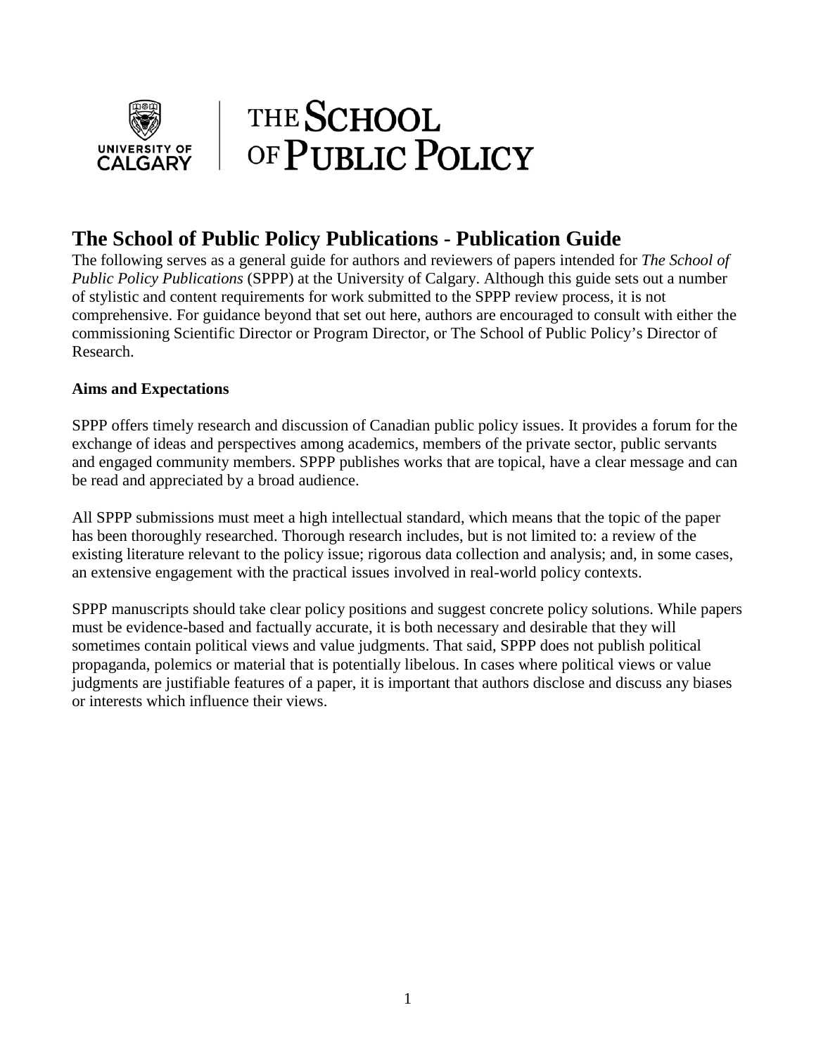# The School of Public Policy Publications - Publication Guide

The following serves as a general guide for authors and reviewers of papers intended for *The School of Public Policy Publications* (SPPP) at the University of Calgary. Although this guide sets out a number of stylistic and content requirements for work submitted to the SPPP review process, it is not comprehensive. For guidance beyond that set out here, authors are encouraged to consult with either the commissioning Scientific Director or Program Director, or The School of Public Policy's Director of Research.

**Aims and Expectations**

SPPP offers timely research and discussion of Canadian public policy issues. It provides a forum for the exchange of ideas and perspectives among academics, members of the private sector, public servants and engaged community members. SPPP publishes works that are topical, have a clear message and can be read and appreciated by a broad audience.

All SPPP submissions must meet a high intellectual standard, which means that the topic of the paper has been thoroughly researched. Thorough research includes, but is not limited to: a review of the existing literature relevant to the policy issue; rigorous data collection and analysis; and, in some cases, an extensive engagement with the practical issues involved in real-world policy contexts.

SPPP manuscripts should take clear policy positions and suggest concrete policy solutions. While papers must be evidence-based and factually accurate, it is both necessary and desirable that they will sometimes contain political views and value judgments. That said, SPPP does not publish political propaganda, polemics or material that is potentially libelous. In cases where political views or value judgments are justifiable features of a paper, it is important that authors disclose and discuss any biases or interests which influence their views.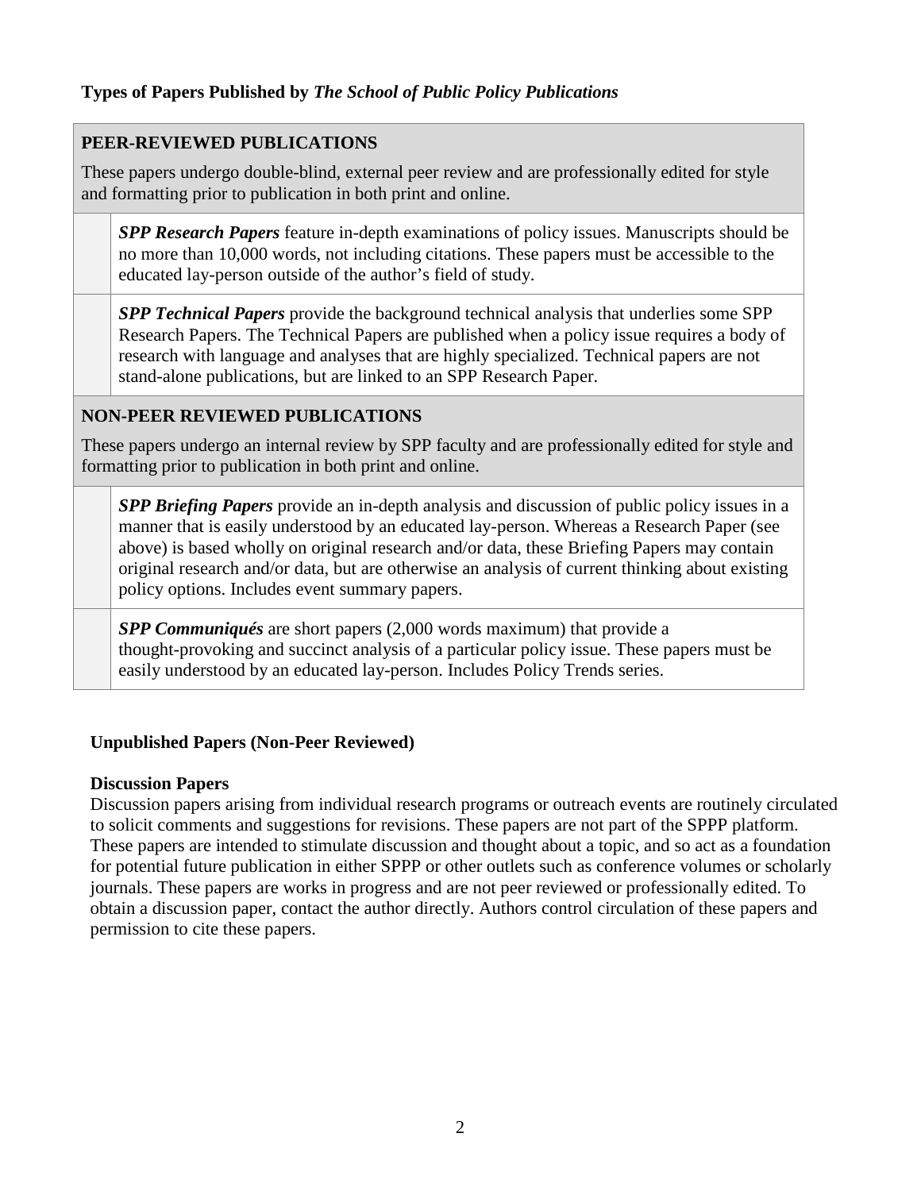**Types of Papers Published by *The School of Public Policy Publications***

**PEER-REVIEWED PUBLICATIONS**

These papers undergo double-blind, external peer review and are professionally edited for style and formatting prior to publication in both print and online.

- ***SPP Research Papers*** feature in-depth examinations of policy issues. Manuscripts should be no more than 10,000 words, not including citations. These papers must be accessible to the educated lay-person outside of the author's field of study.

- ***SPP Technical Papers*** provide the background technical analysis that underlies some SPP Research Papers. The Technical Papers are published when a policy issue requires a body of research with language and analyses that are highly specialized. Technical papers are not stand-alone publications, but are linked to an SPP Research Paper.

**NON-PEER REVIEWED PUBLICATIONS**

These papers undergo an internal review by SPP faculty and are professionally edited for style and formatting prior to publication in both print and online.

- ***SPP Briefing Papers*** provide an in-depth analysis and discussion of public policy issues in a manner that is easily understood by an educated lay-person. Whereas a Research Paper (see above) is based wholly on original research and/or data, these Briefing Papers may contain original research and/or data, but are otherwise an analysis of current thinking about existing policy options. Includes event summary papers.

- ***SPP Communiqués*** are short papers (2,000 words maximum) that provide a thought-provoking and succinct analysis of a particular policy issue. These papers must be easily understood by an educated lay-person. Includes Policy Trends series.

**Unpublished Papers (Non-Peer Reviewed)**

**Discussion Papers**

Discussion papers arising from individual research programs or outreach events are routinely circulated to solicit comments and suggestions for revisions. These papers are not part of the SPPP platform. These papers are intended to stimulate discussion and thought about a topic, and so act as a foundation for potential future publication in either SPPP or other outlets such as conference volumes or scholarly journals. These papers are works in progress and are not peer reviewed or professionally edited. To obtain a discussion paper, contact the author directly. Authors control circulation of these papers and permission to cite these papers.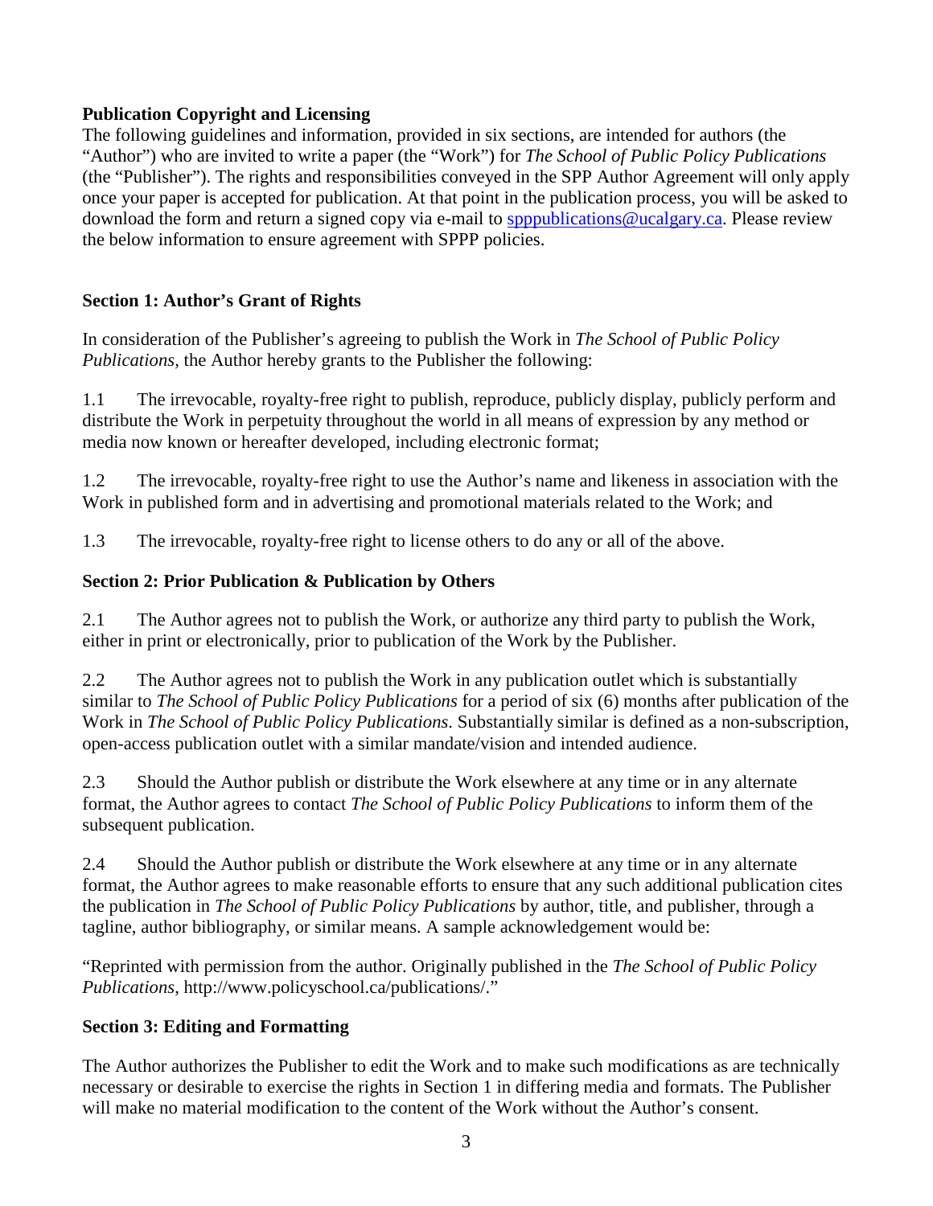**Publication Copyright and Licensing**

The following guidelines and information, provided in six sections, are intended for authors (the "Author") who are invited to write a paper (the "Work") for *The School of Public Policy Publications* (the "Publisher"). The rights and responsibilities conveyed in the SPP Author Agreement will only apply once your paper is accepted for publication. At that point in the publication process, you will be asked to download the form and return a signed copy via e-mail to spppublications@ucalgary.ca. Please review the below information to ensure agreement with SPPP policies.

**Section 1: Author's Grant of Rights**

In consideration of the Publisher's agreeing to publish the Work in *The School of Public Policy Publications,* the Author hereby grants to the Publisher the following:

1.1 The irrevocable, royalty-free right to publish, reproduce, publicly display, publicly perform and distribute the Work in perpetuity throughout the world in all means of expression by any method or media now known or hereafter developed, including electronic format;

1.2 The irrevocable, royalty-free right to use the Author's name and likeness in association with the Work in published form and in advertising and promotional materials related to the Work; and

1.3 The irrevocable, royalty-free right to license others to do any or all of the above.

**Section 2: Prior Publication & Publication by Others**

2.1 The Author agrees not to publish the Work, or authorize any third party to publish the Work, either in print or electronically, prior to publication of the Work by the Publisher.

2.2 The Author agrees not to publish the Work in any publication outlet which is substantially similar to *The School of Public Policy Publications* for a period of six (6) months after publication of the Work in *The School of Public Policy Publications*. Substantially similar is defined as a non-subscription, open-access publication outlet with a similar mandate/vision and intended audience.

2.3 Should the Author publish or distribute the Work elsewhere at any time or in any alternate format, the Author agrees to contact *The School of Public Policy Publications* to inform them of the subsequent publication.

2.4 Should the Author publish or distribute the Work elsewhere at any time or in any alternate format, the Author agrees to make reasonable efforts to ensure that any such additional publication cites the publication in *The School of Public Policy Publications* by author, title, and publisher, through a tagline, author bibliography, or similar means. A sample acknowledgement would be:

"Reprinted with permission from the author. Originally published in the *The School of Public Policy Publications*, http://www.policyschool.ca/publications/."

**Section 3: Editing and Formatting**

The Author authorizes the Publisher to edit the Work and to make such modifications as are technically necessary or desirable to exercise the rights in Section 1 in differing media and formats. The Publisher will make no material modification to the content of the Work without the Author's consent.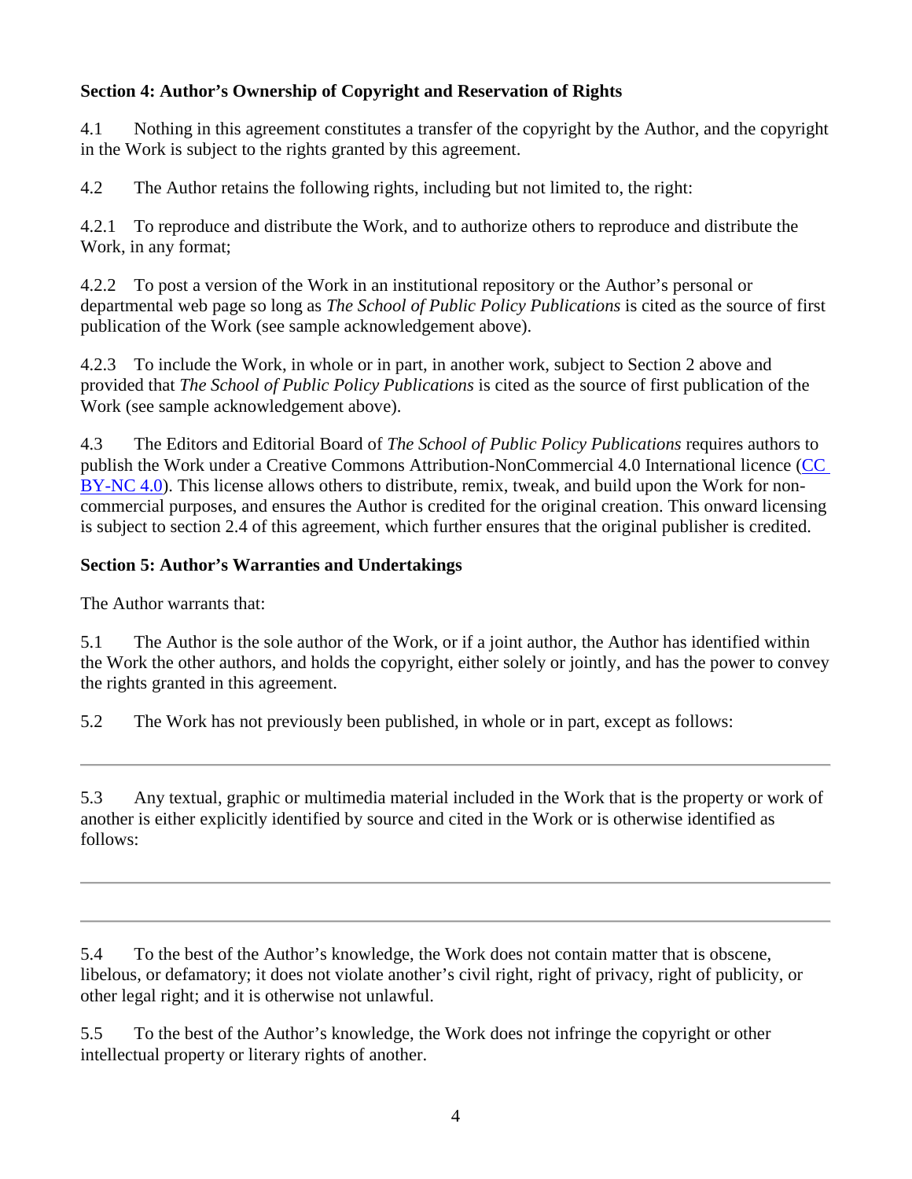**Section 4: Author's Ownership of Copyright and Reservation of Rights**

4.1 Nothing in this agreement constitutes a transfer of the copyright by the Author, and the copyright in the Work is subject to the rights granted by this agreement.

4.2 The Author retains the following rights, including but not limited to, the right:

4.2.1 To reproduce and distribute the Work, and to authorize others to reproduce and distribute the Work, in any format;

4.2.2 To post a version of the Work in an institutional repository or the Author's personal or departmental web page so long as *The School of Public Policy Publications* is cited as the source of first publication of the Work (see sample acknowledgement above).

4.2.3 To include the Work, in whole or in part, in another work, subject to Section 2 above and provided that *The School of Public Policy Publications* is cited as the source of first publication of the Work (see sample acknowledgement above).

4.3 The Editors and Editorial Board of *The School of Public Policy Publications* requires authors to publish the Work under a Creative Commons Attribution-NonCommercial 4.0 International licence (CC BY-NC 4.0). This license allows others to distribute, remix, tweak, and build upon the Work for non-commercial purposes, and ensures the Author is credited for the original creation. This onward licensing is subject to section 2.4 of this agreement, which further ensures that the original publisher is credited.

**Section 5: Author's Warranties and Undertakings**

The Author warrants that:

5.1 The Author is the sole author of the Work, or if a joint author, the Author has identified within the Work the other authors, and holds the copyright, either solely or jointly, and has the power to convey the rights granted in this agreement.

5.2 The Work has not previously been published, in whole or in part, except as follows:

---

5.3 Any textual, graphic or multimedia material included in the Work that is the property or work of another is either explicitly identified by source and cited in the Work or is otherwise identified as follows:

---

---

5.4 To the best of the Author's knowledge, the Work does not contain matter that is obscene, libelous, or defamatory; it does not violate another's civil right, right of privacy, right of publicity, or other legal right; and it is otherwise not unlawful.

5.5 To the best of the Author's knowledge, the Work does not infringe the copyright or other intellectual property or literary rights of another.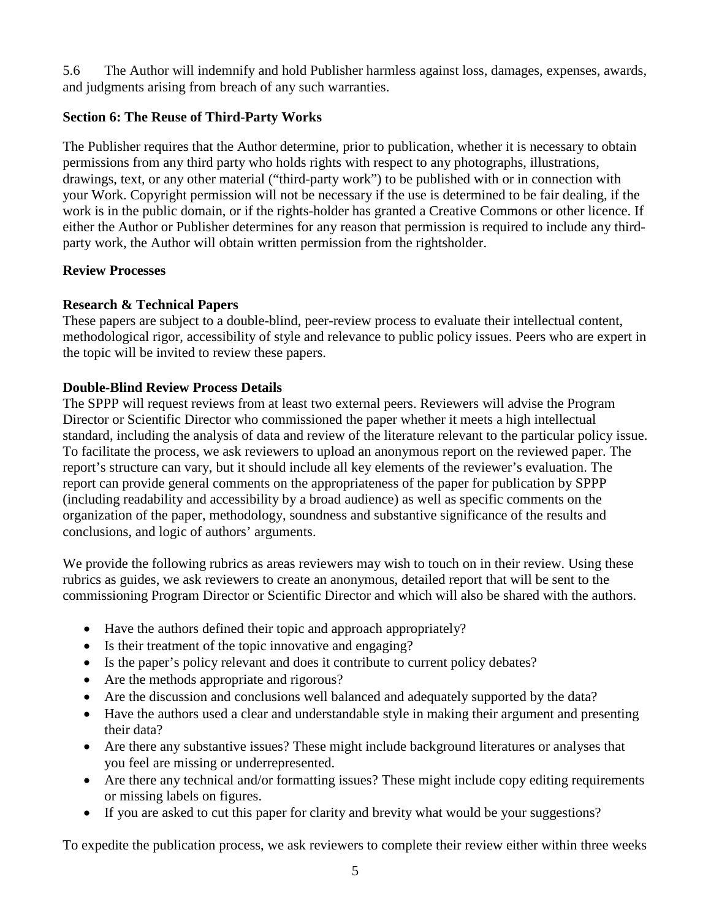5.6 The Author will indemnify and hold Publisher harmless against loss, damages, expenses, awards, and judgments arising from breach of any such warranties.

**Section 6: The Reuse of Third-Party Works**

The Publisher requires that the Author determine, prior to publication, whether it is necessary to obtain permissions from any third party who holds rights with respect to any photographs, illustrations, drawings, text, or any other material ("third-party work") to be published with or in connection with your Work. Copyright permission will not be necessary if the use is determined to be fair dealing, if the work is in the public domain, or if the rights-holder has granted a Creative Commons or other licence. If either the Author or Publisher determines for any reason that permission is required to include any third-party work, the Author will obtain written permission from the rightsholder.

**Review Processes**

**Research & Technical Papers**

These papers are subject to a double-blind, peer-review process to evaluate their intellectual content, methodological rigor, accessibility of style and relevance to public policy issues. Peers who are expert in the topic will be invited to review these papers.

**Double-Blind Review Process Details**

The SPPP will request reviews from at least two external peers. Reviewers will advise the Program Director or Scientific Director who commissioned the paper whether it meets a high intellectual standard, including the analysis of data and review of the literature relevant to the particular policy issue. To facilitate the process, we ask reviewers to upload an anonymous report on the reviewed paper. The report's structure can vary, but it should include all key elements of the reviewer's evaluation. The report can provide general comments on the appropriateness of the paper for publication by SPPP (including readability and accessibility by a broad audience) as well as specific comments on the organization of the paper, methodology, soundness and substantive significance of the results and conclusions, and logic of authors' arguments.

We provide the following rubrics as areas reviewers may wish to touch on in their review. Using these rubrics as guides, we ask reviewers to create an anonymous, detailed report that will be sent to the commissioning Program Director or Scientific Director and which will also be shared with the authors.

- Have the authors defined their topic and approach appropriately?
- Is their treatment of the topic innovative and engaging?
- Is the paper's policy relevant and does it contribute to current policy debates?
- Are the methods appropriate and rigorous?
- Are the discussion and conclusions well balanced and adequately supported by the data?
- Have the authors used a clear and understandable style in making their argument and presenting their data?
- Are there any substantive issues? These might include background literatures or analyses that you feel are missing or underrepresented.
- Are there any technical and/or formatting issues? These might include copy editing requirements or missing labels on figures.
- If you are asked to cut this paper for clarity and brevity what would be your suggestions?

To expedite the publication process, we ask reviewers to complete their review either within three weeks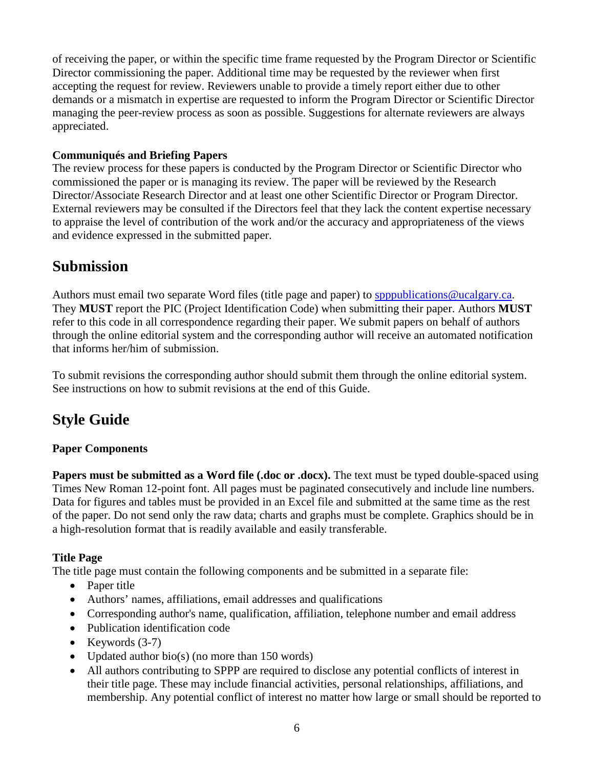of receiving the paper, or within the specific time frame requested by the Program Director or Scientific Director commissioning the paper. Additional time may be requested by the reviewer when first accepting the request for review. Reviewers unable to provide a timely report either due to other demands or a mismatch in expertise are requested to inform the Program Director or Scientific Director managing the peer-review process as soon as possible. Suggestions for alternate reviewers are always appreciated.

**Communiqués and Briefing Papers**

The review process for these papers is conducted by the Program Director or Scientific Director who commissioned the paper or is managing its review. The paper will be reviewed by the Research Director/Associate Research Director and at least one other Scientific Director or Program Director. External reviewers may be consulted if the Directors feel that they lack the content expertise necessary to appraise the level of contribution of the work and/or the accuracy and appropriateness of the views and evidence expressed in the submitted paper.

## Submission

Authors must email two separate Word files (title page and paper) to spppublications@ucalgary.ca. They **MUST** report the PIC (Project Identification Code) when submitting their paper. Authors **MUST** refer to this code in all correspondence regarding their paper. We submit papers on behalf of authors through the online editorial system and the corresponding author will receive an automated notification that informs her/him of submission.

To submit revisions the corresponding author should submit them through the online editorial system. See instructions on how to submit revisions at the end of this Guide.

## Style Guide

**Paper Components**

**Papers must be submitted as a Word file (.doc or .docx).** The text must be typed double-spaced using Times New Roman 12-point font. All pages must be paginated consecutively and include line numbers. Data for figures and tables must be provided in an Excel file and submitted at the same time as the rest of the paper. Do not send only the raw data; charts and graphs must be complete. Graphics should be in a high-resolution format that is readily available and easily transferable.

**Title Page**

The title page must contain the following components and be submitted in a separate file:

- Paper title
- Authors' names, affiliations, email addresses and qualifications
- Corresponding author's name, qualification, affiliation, telephone number and email address
- Publication identification code
- Keywords (3-7)
- Updated author bio(s) (no more than 150 words)
- All authors contributing to SPPP are required to disclose any potential conflicts of interest in their title page. These may include financial activities, personal relationships, affiliations, and membership. Any potential conflict of interest no matter how large or small should be reported to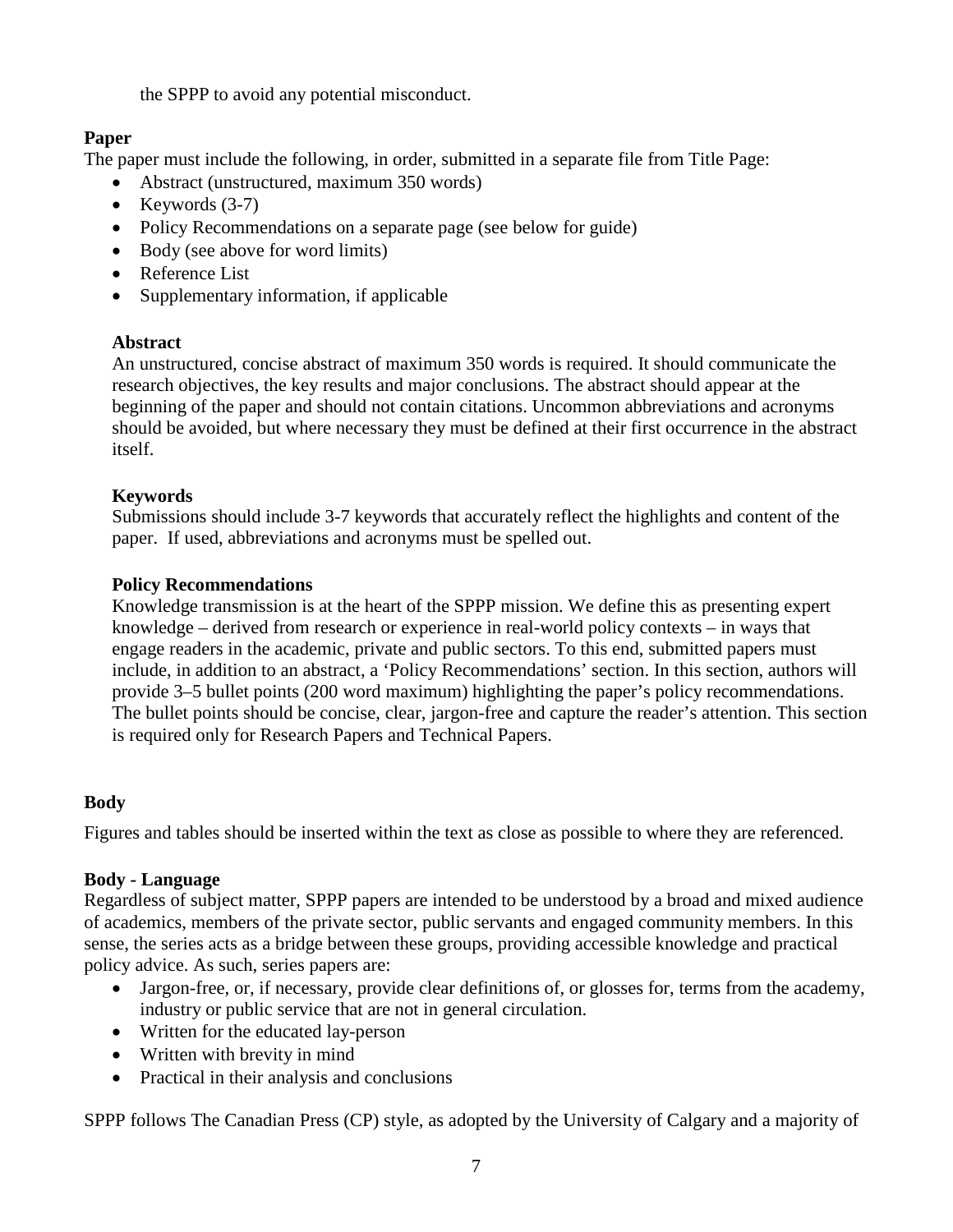the SPPP to avoid any potential misconduct.

**Paper**

The paper must include the following, in order, submitted in a separate file from Title Page:

- Abstract (unstructured, maximum 350 words)
- Keywords (3-7)
- Policy Recommendations on a separate page (see below for guide)
- Body (see above for word limits)
- Reference List
- Supplementary information, if applicable

**Abstract**

An unstructured, concise abstract of maximum 350 words is required. It should communicate the research objectives, the key results and major conclusions. The abstract should appear at the beginning of the paper and should not contain citations. Uncommon abbreviations and acronyms should be avoided, but where necessary they must be defined at their first occurrence in the abstract itself.

**Keywords**

Submissions should include 3-7 keywords that accurately reflect the highlights and content of the paper. If used, abbreviations and acronyms must be spelled out.

**Policy Recommendations**

Knowledge transmission is at the heart of the SPPP mission. We define this as presenting expert knowledge – derived from research or experience in real-world policy contexts – in ways that engage readers in the academic, private and public sectors. To this end, submitted papers must include, in addition to an abstract, a 'Policy Recommendations' section. In this section, authors will provide 3–5 bullet points (200 word maximum) highlighting the paper's policy recommendations. The bullet points should be concise, clear, jargon-free and capture the reader's attention. This section is required only for Research Papers and Technical Papers.

**Body**

Figures and tables should be inserted within the text as close as possible to where they are referenced.

**Body - Language**

Regardless of subject matter, SPPP papers are intended to be understood by a broad and mixed audience of academics, members of the private sector, public servants and engaged community members. In this sense, the series acts as a bridge between these groups, providing accessible knowledge and practical policy advice. As such, series papers are:

- Jargon-free, or, if necessary, provide clear definitions of, or glosses for, terms from the academy, industry or public service that are not in general circulation.
- Written for the educated lay-person
- Written with brevity in mind
- Practical in their analysis and conclusions

SPPP follows The Canadian Press (CP) style, as adopted by the University of Calgary and a majority of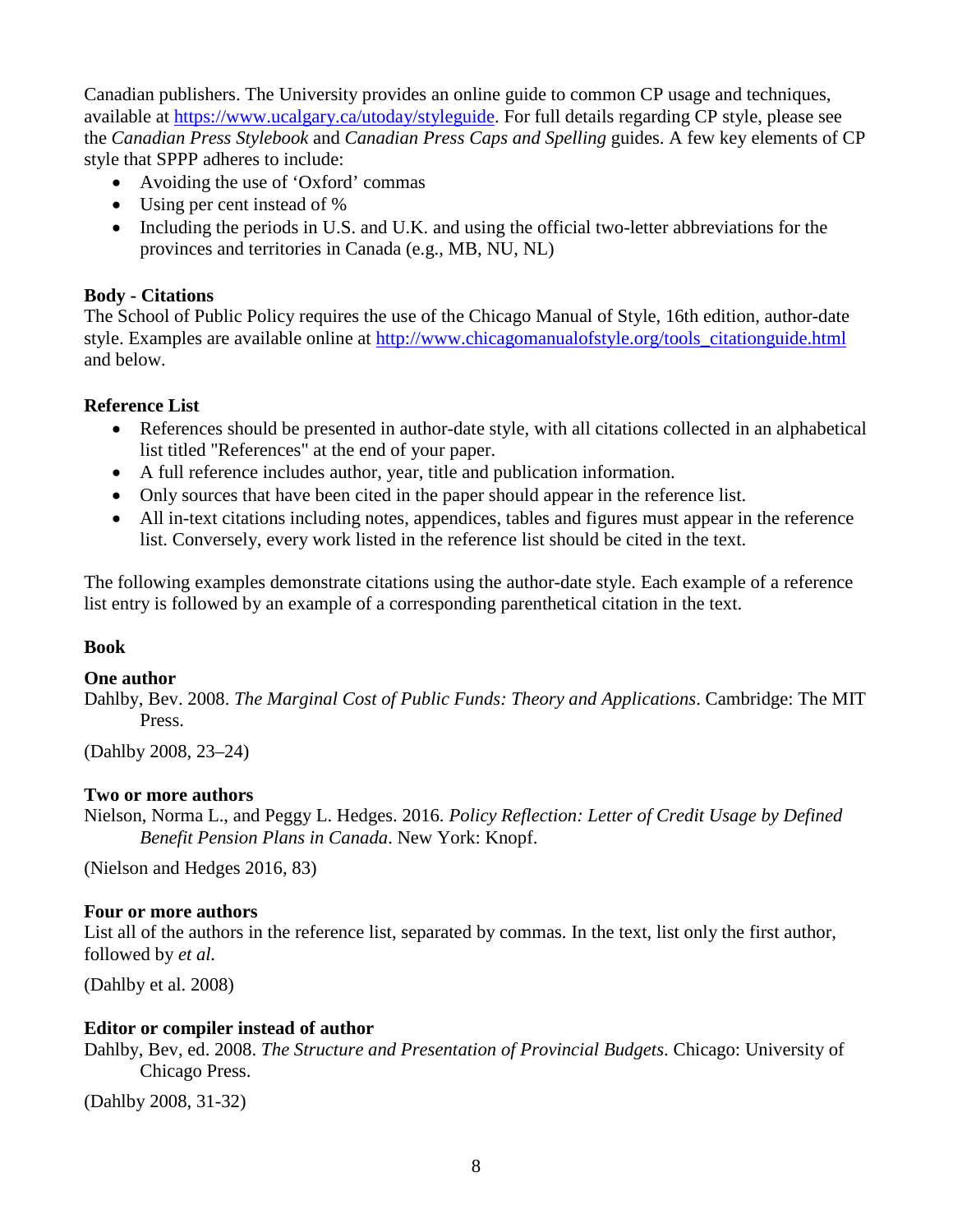Canadian publishers. The University provides an online guide to common CP usage and techniques, available at [https://www.ucalgary.ca/utoday/styleguide](https://www.ucalgary.ca/utoday/styleguide). For full details regarding CP style, please see the *Canadian Press Stylebook* and *Canadian Press Caps and Spelling* guides. A few key elements of CP style that SPPP adheres to include:

- Avoiding the use of 'Oxford' commas
- Using per cent instead of %
- Including the periods in U.S. and U.K. and using the official two-letter abbreviations for the provinces and territories in Canada (e.g., MB, NU, NL)

**Body - Citations**

The School of Public Policy requires the use of the Chicago Manual of Style, 16th edition, author-date style. Examples are available online at [http://www.chicagomanualofstyle.org/tools_citationguide.html](http://www.chicagomanualofstyle.org/tools_citationguide.html) and below.

**Reference List**

- References should be presented in author-date style, with all citations collected in an alphabetical list titled "References" at the end of your paper.
- A full reference includes author, year, title and publication information.
- Only sources that have been cited in the paper should appear in the reference list.
- All in-text citations including notes, appendices, tables and figures must appear in the reference list. Conversely, every work listed in the reference list should be cited in the text.

The following examples demonstrate citations using the author-date style. Each example of a reference list entry is followed by an example of a corresponding parenthetical citation in the text.

**Book**

**One author**

Dahlby, Bev. 2008. *The Marginal Cost of Public Funds: Theory and Applications*. Cambridge: The MIT Press.

(Dahlby 2008, 23–24)

**Two or more authors**

Nielson, Norma L., and Peggy L. Hedges. 2016. *Policy Reflection: Letter of Credit Usage by Defined Benefit Pension Plans in Canada*. New York: Knopf.

(Nielson and Hedges 2016, 83)

**Four or more authors**

List all of the authors in the reference list, separated by commas. In the text, list only the first author, followed by *et al.*

(Dahlby et al. 2008)

**Editor or compiler instead of author**

Dahlby, Bev, ed. 2008. *The Structure and Presentation of Provincial Budgets*. Chicago: University of Chicago Press.

(Dahlby 2008, 31-32)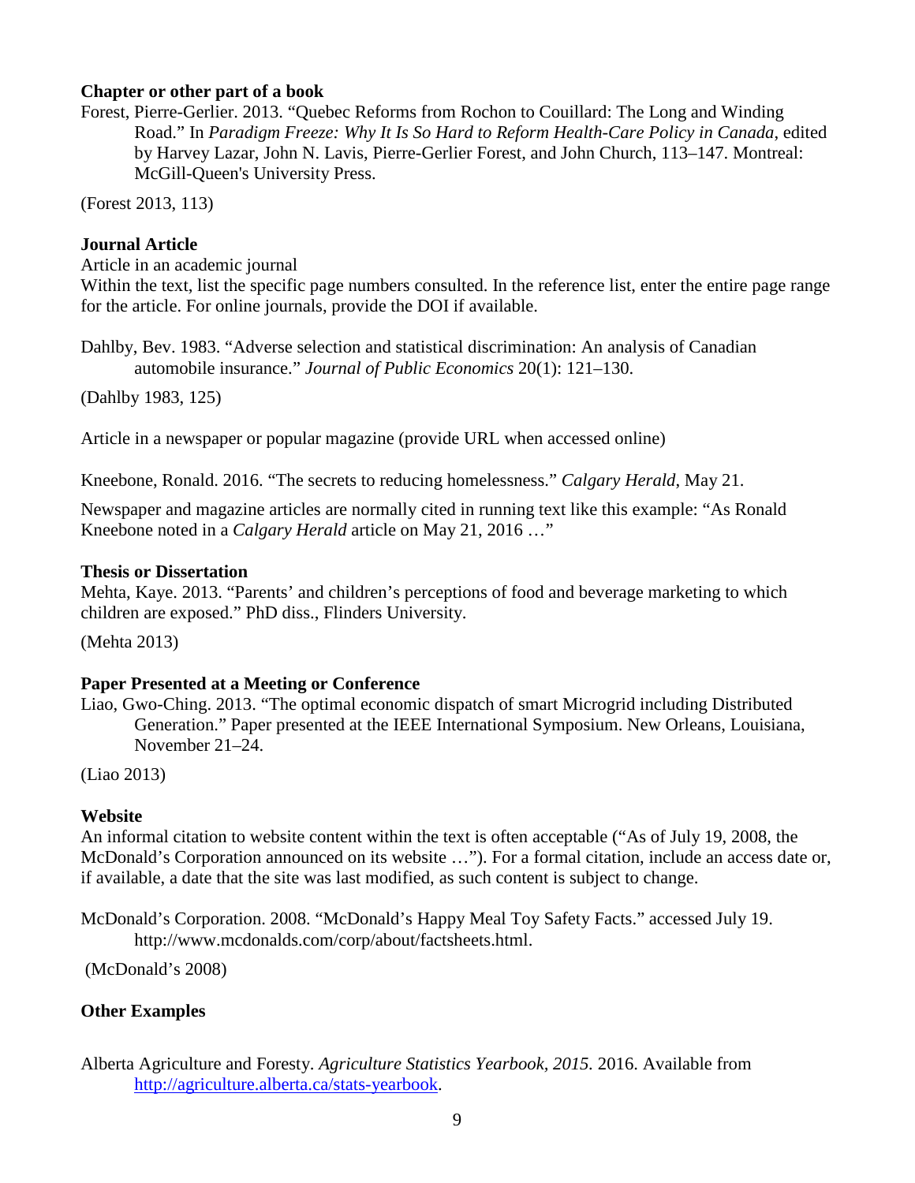**Chapter or other part of a book**

Forest, Pierre-Gerlier. 2013. “Quebec Reforms from Rochon to Couillard: The Long and Winding Road.” In *Paradigm Freeze: Why It Is So Hard to Reform Health-Care Policy in Canada*, edited by Harvey Lazar, John N. Lavis, Pierre-Gerlier Forest, and John Church, 113–147. Montreal: McGill-Queen's University Press.

(Forest 2013, 113)

**Journal Article**

Article in an academic journal

Within the text, list the specific page numbers consulted. In the reference list, enter the entire page range for the article. For online journals, provide the DOI if available.

Dahlby, Bev. 1983. “Adverse selection and statistical discrimination: An analysis of Canadian automobile insurance.” *Journal of Public Economics* 20(1): 121–130.

(Dahlby 1983, 125)

Article in a newspaper or popular magazine (provide URL when accessed online)

Kneebone, Ronald. 2016. “The secrets to reducing homelessness.” *Calgary Herald*, May 21.

Newspaper and magazine articles are normally cited in running text like this example: “As Ronald Kneebone noted in a *Calgary Herald* article on May 21, 2016 …”

**Thesis or Dissertation**

Mehta, Kaye. 2013. “Parents’ and children’s perceptions of food and beverage marketing to which children are exposed.” PhD diss., Flinders University.

(Mehta 2013)

**Paper Presented at a Meeting or Conference**

Liao, Gwo-Ching. 2013. “The optimal economic dispatch of smart Microgrid including Distributed Generation.” Paper presented at the IEEE International Symposium. New Orleans, Louisiana, November 21–24.

(Liao 2013)

**Website**

An informal citation to website content within the text is often acceptable (“As of July 19, 2008, the McDonald’s Corporation announced on its website …”). For a formal citation, include an access date or, if available, a date that the site was last modified, as such content is subject to change.

McDonald’s Corporation. 2008. “McDonald’s Happy Meal Toy Safety Facts.” accessed July 19. http://www.mcdonalds.com/corp/about/factsheets.html.

(McDonald’s 2008)

**Other Examples**

Alberta Agriculture and Foresty. *Agriculture Statistics Yearbook, 2015.* 2016. Available from http://agriculture.alberta.ca/stats-yearbook.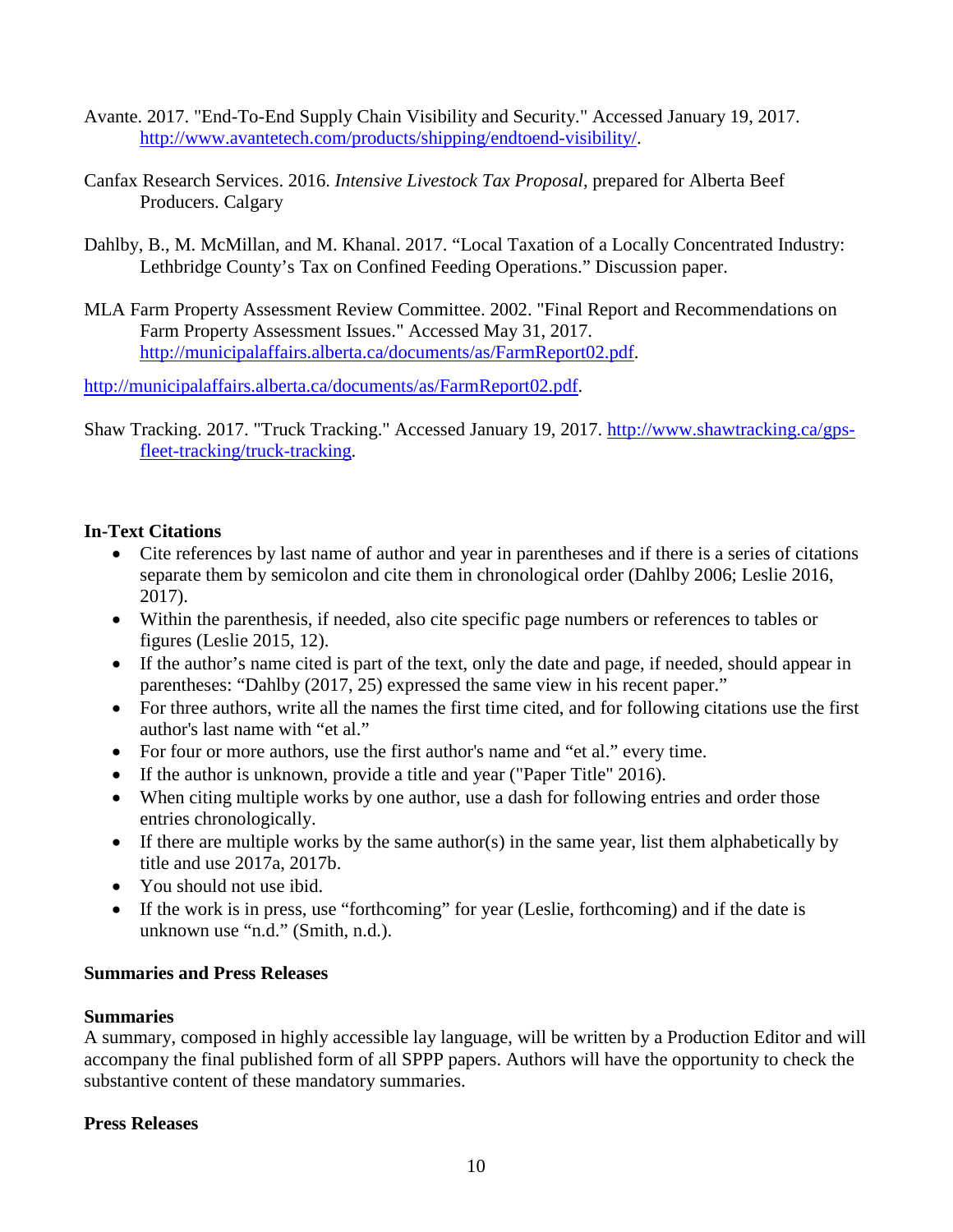Avante. 2017. "End-To-End Supply Chain Visibility and Security." Accessed January 19, 2017. http://www.avantetech.com/products/shipping/endtoend-visibility/.

Canfax Research Services. 2016. *Intensive Livestock Tax Proposal*, prepared for Alberta Beef Producers. Calgary

Dahlby, B., M. McMillan, and M. Khanal. 2017. "Local Taxation of a Locally Concentrated Industry: Lethbridge County's Tax on Confined Feeding Operations." Discussion paper.

MLA Farm Property Assessment Review Committee. 2002. "Final Report and Recommendations on Farm Property Assessment Issues." Accessed May 31, 2017. http://municipalaffairs.alberta.ca/documents/as/FarmReport02.pdf.

http://municipalaffairs.alberta.ca/documents/as/FarmReport02.pdf.

Shaw Tracking. 2017. "Truck Tracking." Accessed January 19, 2017. http://www.shawtracking.ca/gps-fleet-tracking/truck-tracking.

**In-Text Citations**

- Cite references by last name of author and year in parentheses and if there is a series of citations separate them by semicolon and cite them in chronological order (Dahlby 2006; Leslie 2016, 2017).
- Within the parenthesis, if needed, also cite specific page numbers or references to tables or figures (Leslie 2015, 12).
- If the author's name cited is part of the text, only the date and page, if needed, should appear in parentheses: "Dahlby (2017, 25) expressed the same view in his recent paper."
- For three authors, write all the names the first time cited, and for following citations use the first author's last name with "et al."
- For four or more authors, use the first author's name and "et al." every time.
- If the author is unknown, provide a title and year ("Paper Title" 2016).
- When citing multiple works by one author, use a dash for following entries and order those entries chronologically.
- If there are multiple works by the same author(s) in the same year, list them alphabetically by title and use 2017a, 2017b.
- You should not use ibid.
- If the work is in press, use "forthcoming" for year (Leslie, forthcoming) and if the date is unknown use "n.d." (Smith, n.d.).

**Summaries and Press Releases**

**Summaries**

A summary, composed in highly accessible lay language, will be written by a Production Editor and will accompany the final published form of all SPPP papers. Authors will have the opportunity to check the substantive content of these mandatory summaries.

**Press Releases**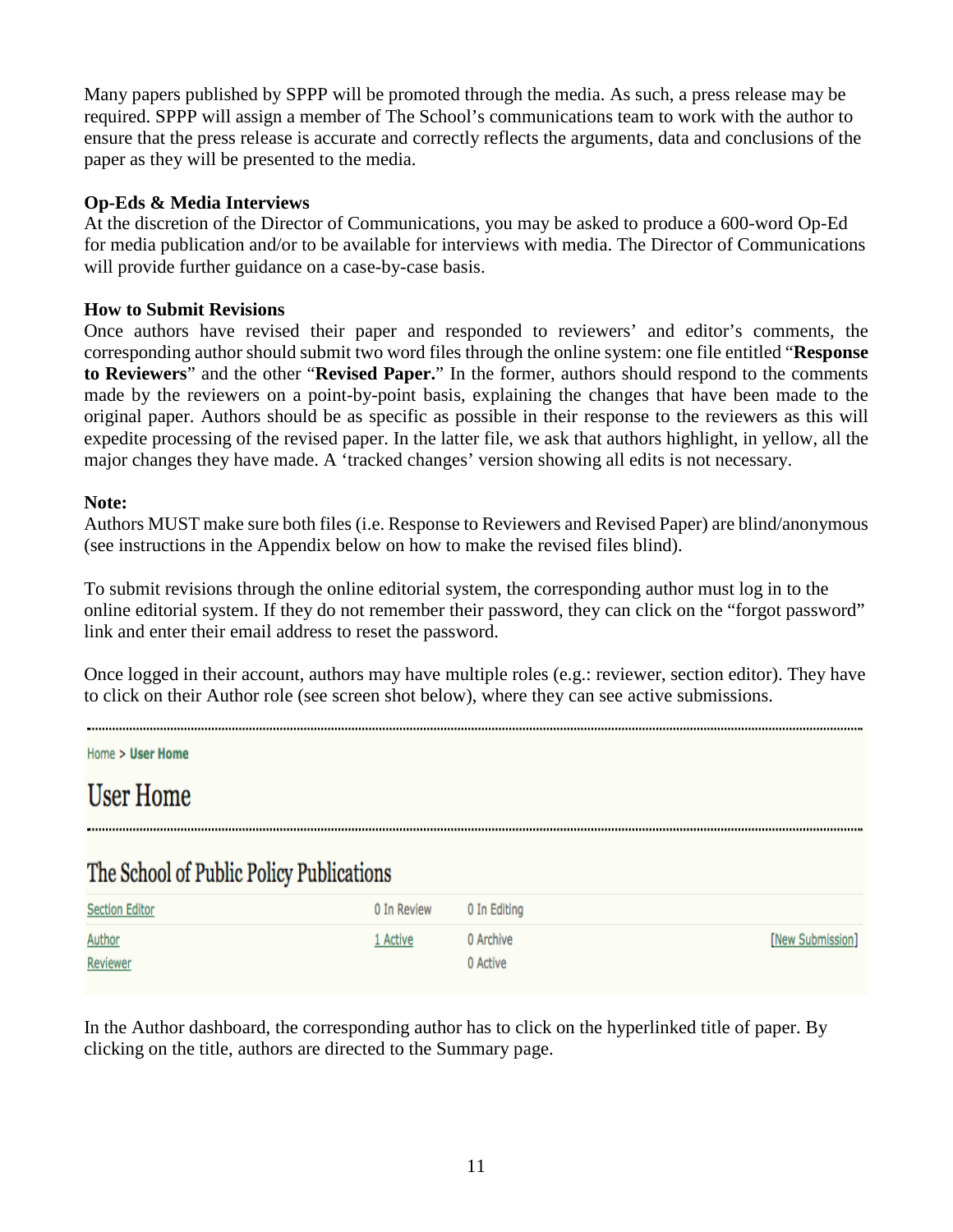Many papers published by SPPP will be promoted through the media. As such, a press release may be required. SPPP will assign a member of The School's communications team to work with the author to ensure that the press release is accurate and correctly reflects the arguments, data and conclusions of the paper as they will be presented to the media.

**Op-Eds & Media Interviews**

At the discretion of the Director of Communications, you may be asked to produce a 600-word Op-Ed for media publication and/or to be available for interviews with media. The Director of Communications will provide further guidance on a case-by-case basis.

**How to Submit Revisions**

Once authors have revised their paper and responded to reviewers' and editor's comments, the corresponding author should submit two word files through the online system: one file entitled "**Response to Reviewers**" and the other "**Revised Paper.**" In the former, authors should respond to the comments made by the reviewers on a point-by-point basis, explaining the changes that have been made to the original paper. Authors should be as specific as possible in their response to the reviewers as this will expedite processing of the revised paper. In the latter file, we ask that authors highlight, in yellow, all the major changes they have made. A 'tracked changes' version showing all edits is not necessary.

**Note:**

Authors MUST make sure both files (i.e. Response to Reviewers and Revised Paper) are blind/anonymous (see instructions in the Appendix below on how to make the revised files blind).

To submit revisions through the online editorial system, the corresponding author must log in to the online editorial system. If they do not remember their password, they can click on the "forgot password" link and enter their email address to reset the password.

Once logged in their account, authors may have multiple roles (e.g.: reviewer, section editor). They have to click on their Author role (see screen shot below), where they can see active submissions.

Home > **User Home**

## User Home

### The School of Public Policy Publications

| | | | |
|---|---|---|---|
| Section Editor | 0 In Review | 0 In Editing | |
| Author | 1 Active | 0 Archive | [New Submission] |
| Reviewer | | 0 Active | |

In the Author dashboard, the corresponding author has to click on the hyperlinked title of paper. By clicking on the title, authors are directed to the Summary page.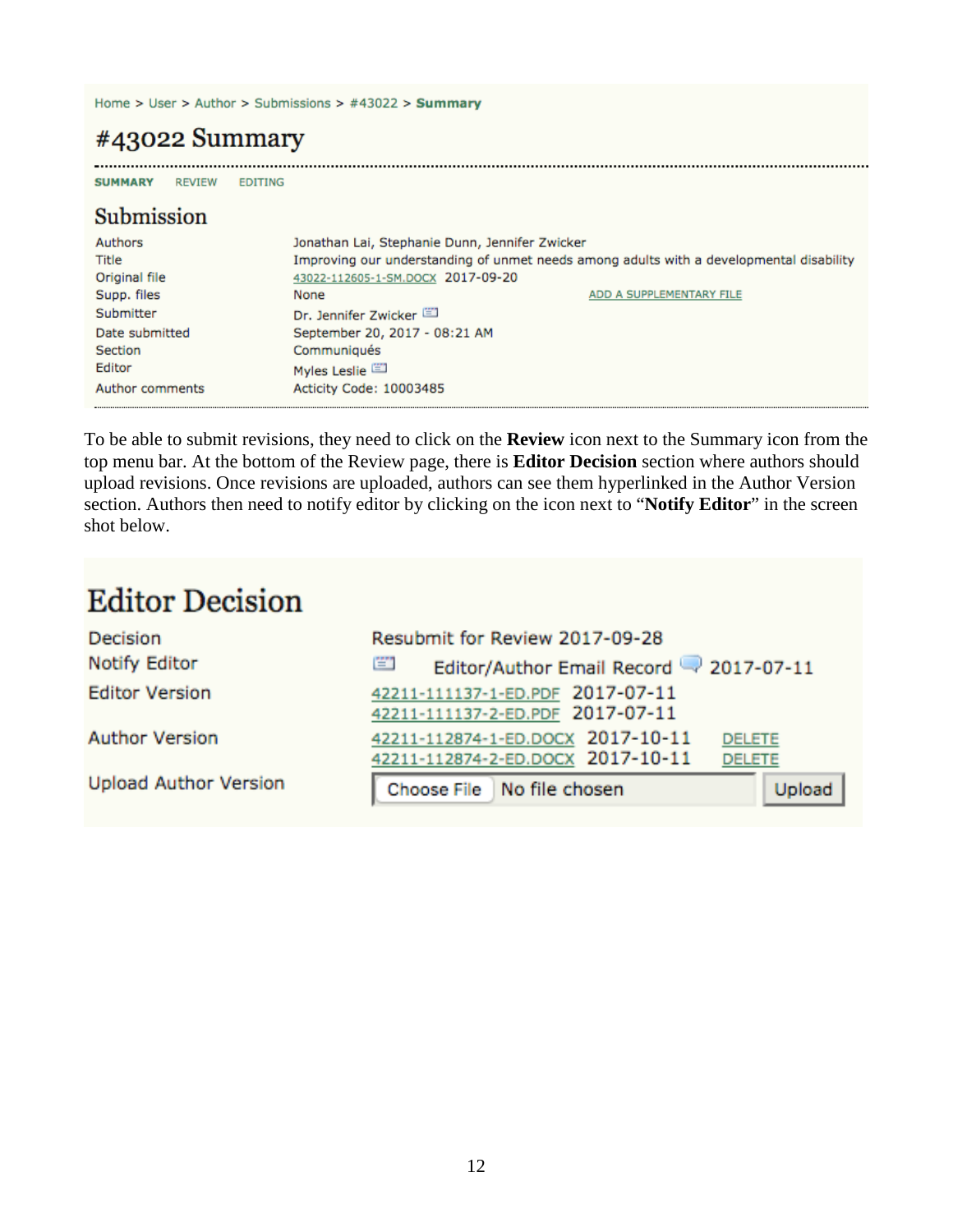Home > User > Author > Submissions > #43022 > **Summary**

# #43022 Summary

**SUMMARY** REVIEW EDITING

## Submission

| | |
|---|---|
| Authors | Jonathan Lai, Stephanie Dunn, Jennifer Zwicker |
| Title | Improving our understanding of unmet needs among adults with a developmental disability |
| Original file | 43022-112605-1-SM.DOCX 2017-09-20 |
| Supp. files | None ADD A SUPPLEMENTARY FILE |
| Submitter | Dr. Jennifer Zwicker |
| Date submitted | September 20, 2017 - 08:21 AM |
| Section | Communiqués |
| Editor | Myles Leslie |
| Author comments | Acticity Code: 10003485 |

To be able to submit revisions, they need to click on the **Review** icon next to the Summary icon from the top menu bar. At the bottom of the Review page, there is **Editor Decision** section where authors should upload revisions. Once revisions are uploaded, authors can see them hyperlinked in the Author Version section. Authors then need to notify editor by clicking on the icon next to "**Notify Editor**" in the screen shot below.

## Editor Decision

| | |
|---|---|
| Decision | Resubmit for Review 2017-09-28 |
| Notify Editor | Editor/Author Email Record 2017-07-11 |
| Editor Version | 42211-111137-1-ED.PDF 2017-07-11<br>42211-111137-2-ED.PDF 2017-07-11 |
| Author Version | 42211-112874-1-ED.DOCX 2017-10-11 DELETE<br>42211-112874-2-ED.DOCX 2017-10-11 DELETE |
| Upload Author Version | Choose File No file chosen Upload |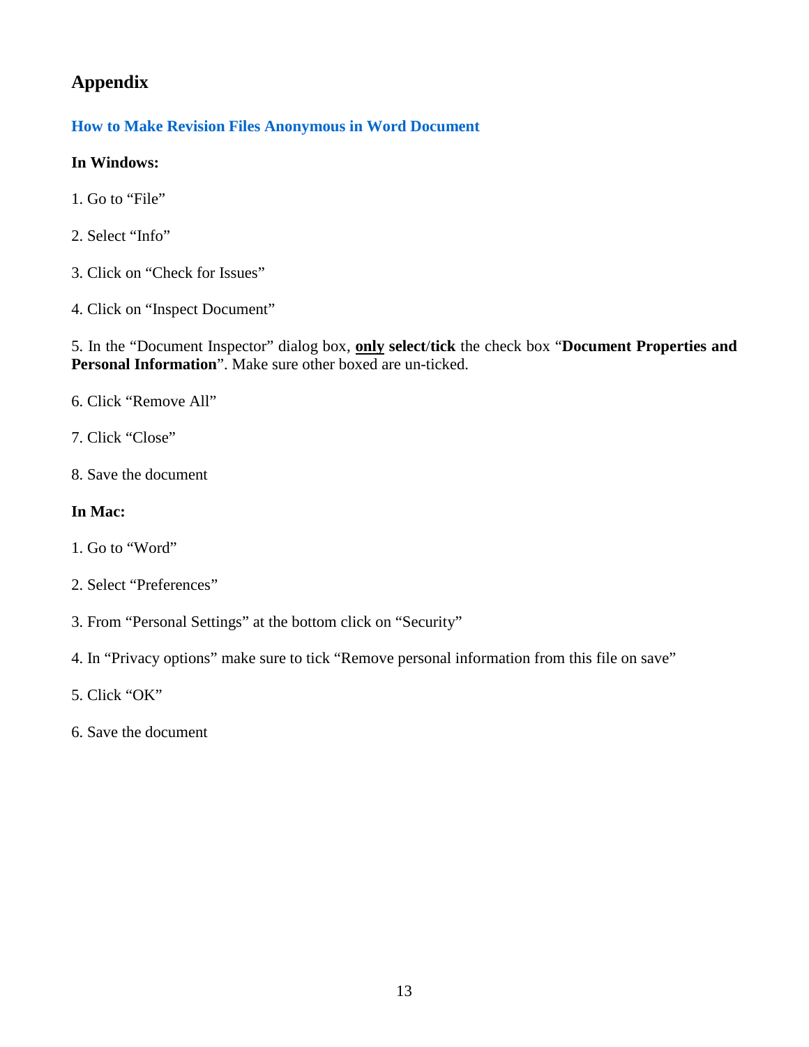## Appendix

### How to Make Revision Files Anonymous in Word Document

**In Windows:**

1. Go to “File”

2. Select “Info”

3. Click on “Check for Issues”

4. Click on “Inspect Document”

5. In the “Document Inspector” dialog box, **<u>only</u> select**/**tick** the check box “**Document Properties and Personal Information**”. Make sure other boxed are un-ticked.

6. Click “Remove All”

7. Click “Close”

8. Save the document

**In Mac:**

1. Go to “Word”

2. Select “Preferences”

3. From “Personal Settings” at the bottom click on “Security”

4. In “Privacy options” make sure to tick “Remove personal information from this file on save”

5. Click “OK”

6. Save the document